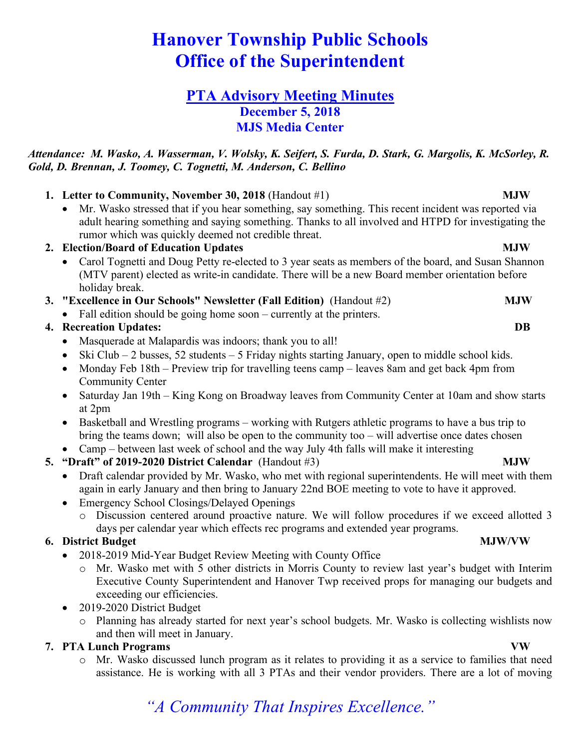// Hanover Township Public Schools
# Hanover Township Public Schools
# Office of the Superintendent

## PTA Advisory Meeting Minutes
### December 5, 2018
### MJS Media Center

***Attendance: M. Wasko, A. Wasserman, V. Wolsky, K. Seifert, S. Furda, D. Stark, G. Margolis, K. McSorley, R. Gold, D. Brennan, J. Toomey, C. Tognetti, M. Anderson, C. Bellino***

1. **Letter to Community, November 30, 2018** (Handout #1) **MJW**
   - Mr. Wasko stressed that if you hear something, say something. This recent incident was reported via adult hearing something and saying something. Thanks to all involved and HTPD for investigating the rumor which was quickly deemed not credible threat.
2. **Election/Board of Education Updates** **MJW**
   - Carol Tognetti and Doug Petty re-elected to 3 year seats as members of the board, and Susan Shannon (MTV parent) elected as write-in candidate. There will be a new Board member orientation before holiday break.
3. **"Excellence in Our Schools" Newsletter (Fall Edition)** (Handout #2) **MJW**
   - Fall edition should be going home soon – currently at the printers.
4. **Recreation Updates:** **DB**
   - Masquerade at Malapardis was indoors; thank you to all!
   - Ski Club – 2 busses, 52 students – 5 Friday nights starting January, open to middle school kids.
   - Monday Feb 18th – Preview trip for travelling teens camp – leaves 8am and get back 4pm from Community Center
   - Saturday Jan 19th – King Kong on Broadway leaves from Community Center at 10am and show starts at 2pm
   - Basketball and Wrestling programs – working with Rutgers athletic programs to have a bus trip to bring the teams down; will also be open to the community too – will advertise once dates chosen
   - Camp – between last week of school and the way July 4th falls will make it interesting
5. **"Draft" of 2019-2020 District Calendar** (Handout #3) **MJW**
   - Draft calendar provided by Mr. Wasko, who met with regional superintendents. He will meet with them again in early January and then bring to January 22nd BOE meeting to vote to have it approved.
   - Emergency School Closings/Delayed Openings
     - Discussion centered around proactive nature. We will follow procedures if we exceed allotted 3 days per calendar year which effects rec programs and extended year programs.
6. **District Budget** **MJW/VW**
   - 2018-2019 Mid-Year Budget Review Meeting with County Office
     - Mr. Wasko met with 5 other districts in Morris County to review last year's budget with Interim Executive County Superintendent and Hanover Twp received props for managing our budgets and exceeding our efficiencies.
   - 2019-2020 District Budget
     - Planning has already started for next year's school budgets. Mr. Wasko is collecting wishlists now and then will meet in January.
7. **PTA Lunch Programs** **VW**
   - Mr. Wasko discussed lunch program as it relates to providing it as a service to families that need assistance. He is working with all 3 PTAs and their vendor providers. There are a lot of moving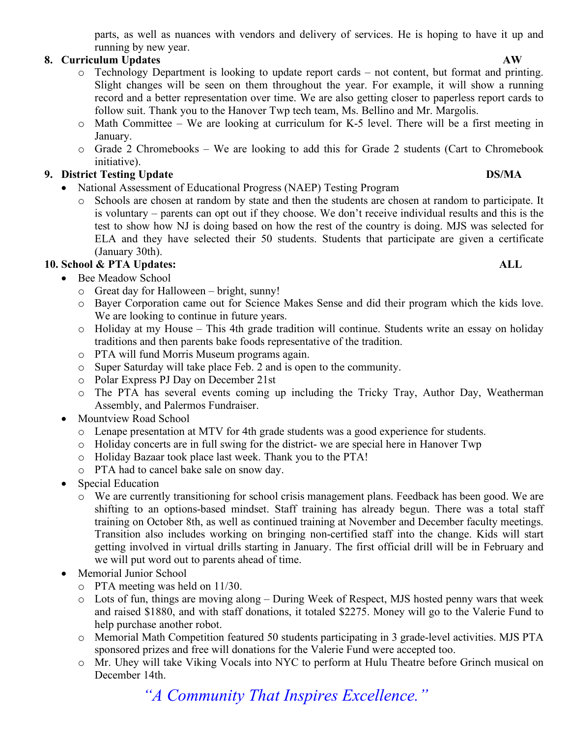parts, as well as nuances with vendors and delivery of services. He is hoping to have it up and running by new year.

**8. Curriculum Updates** **AW**

- Technology Department is looking to update report cards – not content, but format and printing. Slight changes will be seen on them throughout the year. For example, it will show a running record and a better representation over time. We are also getting closer to paperless report cards to follow suit. Thank you to the Hanover Twp tech team, Ms. Bellino and Mr. Margolis.
- Math Committee – We are looking at curriculum for K-5 level. There will be a first meeting in January.
- Grade 2 Chromebooks – We are looking to add this for Grade 2 students (Cart to Chromebook initiative).

**9. District Testing Update** **DS/MA**

- National Assessment of Educational Progress (NAEP) Testing Program
  - Schools are chosen at random by state and then the students are chosen at random to participate. It is voluntary – parents can opt out if they choose. We don't receive individual results and this is the test to show how NJ is doing based on how the rest of the country is doing. MJS was selected for ELA and they have selected their 50 students. Students that participate are given a certificate (January 30th).

**10. School & PTA Updates:** **ALL**

- Bee Meadow School
  - Great day for Halloween – bright, sunny!
  - Bayer Corporation came out for Science Makes Sense and did their program which the kids love. We are looking to continue in future years.
  - Holiday at my House – This 4th grade tradition will continue. Students write an essay on holiday traditions and then parents bake foods representative of the tradition.
  - PTA will fund Morris Museum programs again.
  - Super Saturday will take place Feb. 2 and is open to the community.
  - Polar Express PJ Day on December 21st
  - The PTA has several events coming up including the Tricky Tray, Author Day, Weatherman Assembly, and Palermos Fundraiser.
- Mountview Road School
  - Lenape presentation at MTV for 4th grade students was a good experience for students.
  - Holiday concerts are in full swing for the district- we are special here in Hanover Twp
  - Holiday Bazaar took place last week. Thank you to the PTA!
  - PTA had to cancel bake sale on snow day.
- Special Education
  - We are currently transitioning for school crisis management plans. Feedback has been good. We are shifting to an options-based mindset. Staff training has already begun. There was a total staff training on October 8th, as well as continued training at November and December faculty meetings. Transition also includes working on bringing non-certified staff into the change. Kids will start getting involved in virtual drills starting in January. The first official drill will be in February and we will put word out to parents ahead of time.
- Memorial Junior School
  - PTA meeting was held on 11/30.
  - Lots of fun, things are moving along – During Week of Respect, MJS hosted penny wars that week and raised $1880, and with staff donations, it totaled $2275. Money will go to the Valerie Fund to help purchase another robot.
  - Memorial Math Competition featured 50 students participating in 3 grade-level activities. MJS PTA sponsored prizes and free will donations for the Valerie Fund were accepted too.
  - Mr. Uhey will take Viking Vocals into NYC to perform at Hulu Theatre before Grinch musical on December 14th.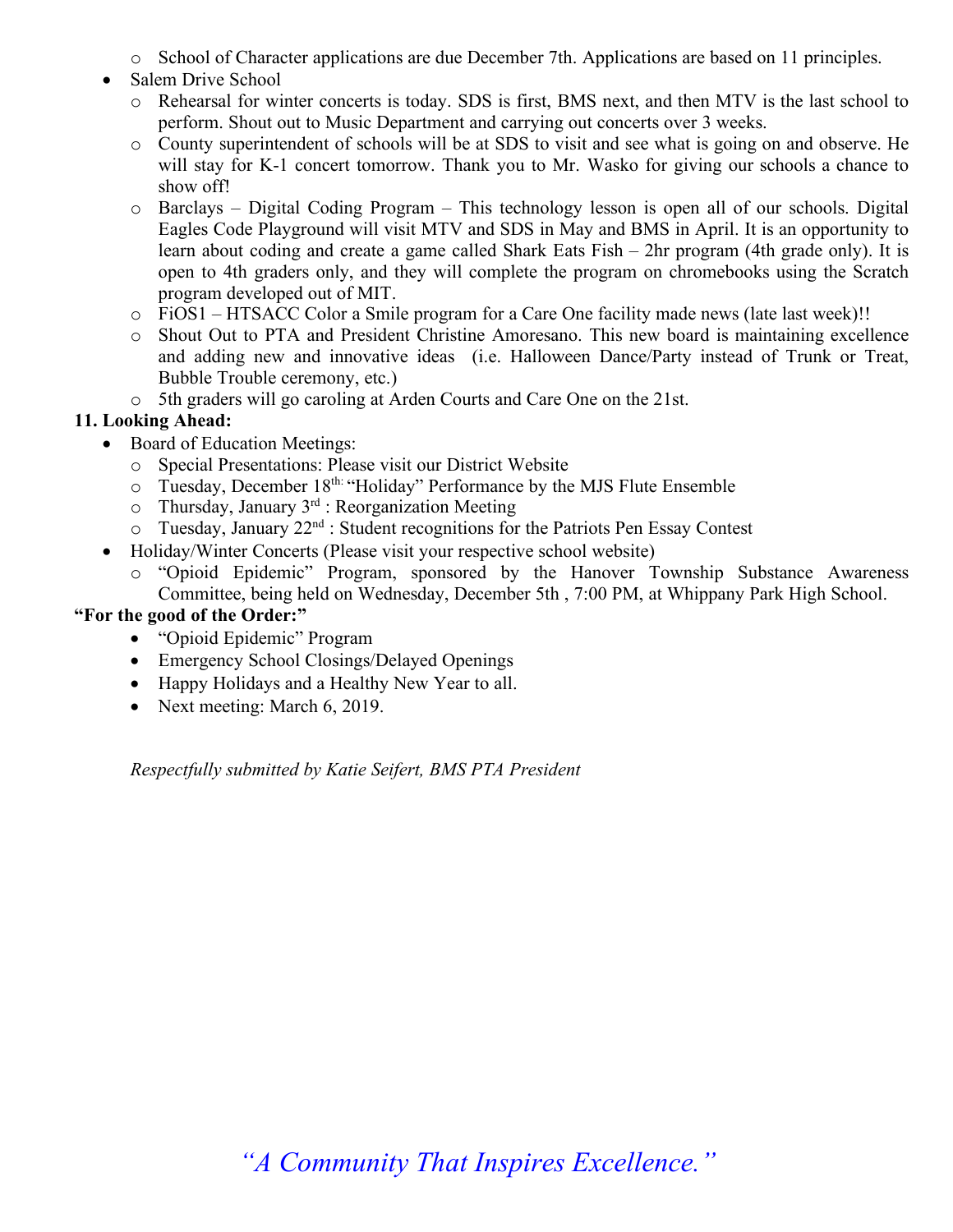- School of Character applications are due December 7th. Applications are based on 11 principles.
- Salem Drive School
  - Rehearsal for winter concerts is today. SDS is first, BMS next, and then MTV is the last school to perform. Shout out to Music Department and carrying out concerts over 3 weeks.
  - County superintendent of schools will be at SDS to visit and see what is going on and observe. He will stay for K-1 concert tomorrow. Thank you to Mr. Wasko for giving our schools a chance to show off!
  - Barclays – Digital Coding Program – This technology lesson is open all of our schools. Digital Eagles Code Playground will visit MTV and SDS in May and BMS in April. It is an opportunity to learn about coding and create a game called Shark Eats Fish – 2hr program (4th grade only). It is open to 4th graders only, and they will complete the program on chromebooks using the Scratch program developed out of MIT.
  - FiOS1 – HTSACC Color a Smile program for a Care One facility made news (late last week)!!
  - Shout Out to PTA and President Christine Amoresano. This new board is maintaining excellence and adding new and innovative ideas (i.e. Halloween Dance/Party instead of Trunk or Treat, Bubble Trouble ceremony, etc.)
  - 5th graders will go caroling at Arden Courts and Care One on the 21st.

**11. Looking Ahead:**

- Board of Education Meetings:
  - Special Presentations: Please visit our District Website
  - Tuesday, December 18th: "Holiday" Performance by the MJS Flute Ensemble
  - Thursday, January 3rd : Reorganization Meeting
  - Tuesday, January 22nd : Student recognitions for the Patriots Pen Essay Contest
- Holiday/Winter Concerts (Please visit your respective school website)
  - "Opioid Epidemic" Program, sponsored by the Hanover Township Substance Awareness Committee, being held on Wednesday, December 5th , 7:00 PM, at Whippany Park High School.

**"For the good of the Order:"**

- "Opioid Epidemic" Program
- Emergency School Closings/Delayed Openings
- Happy Holidays and a Healthy New Year to all.
- Next meeting: March 6, 2019.

*Respectfully submitted by Katie Seifert, BMS PTA President*

*"A Community That Inspires Excellence."*